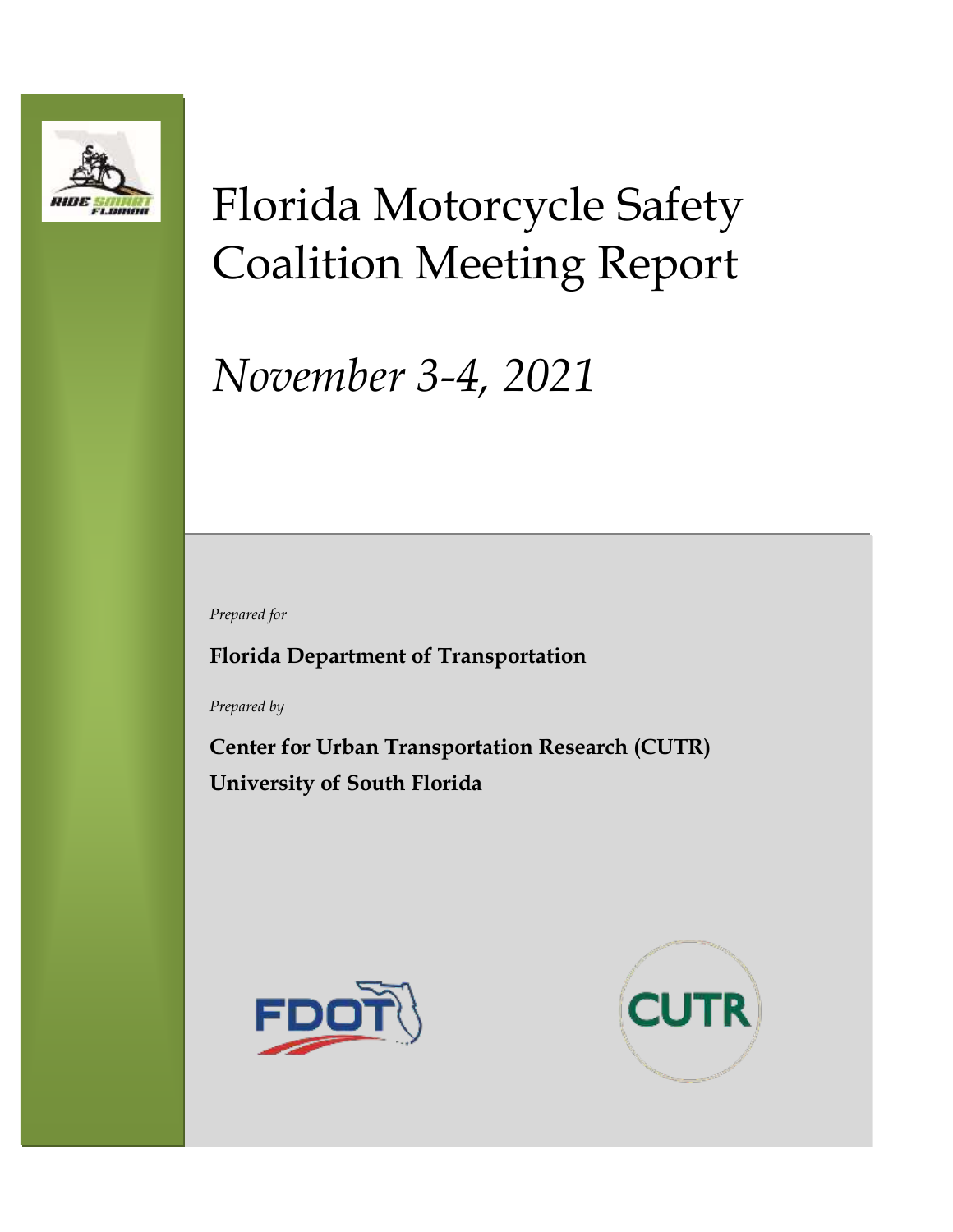# Florida Motorcycle Safety Coalition Meeting Report

*November 3-4, 2021*

*Prepared for*

**Florida Department of Transportation**

*Prepared by*

**Center for Urban Transportation Research (CUTR)**
**University of South Florida**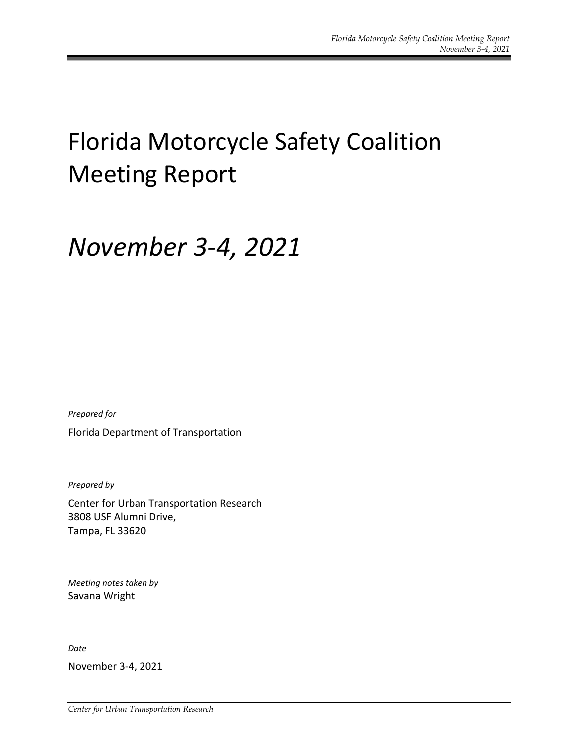# Florida Motorcycle Safety Coalition Meeting Report

# *November 3-4, 2021*

*Prepared for*

Florida Department of Transportation

*Prepared by*

Center for Urban Transportation Research
3808 USF Alumni Drive,
Tampa, FL 33620

*Meeting notes taken by*
Savana Wright

*Date*

November 3-4, 2021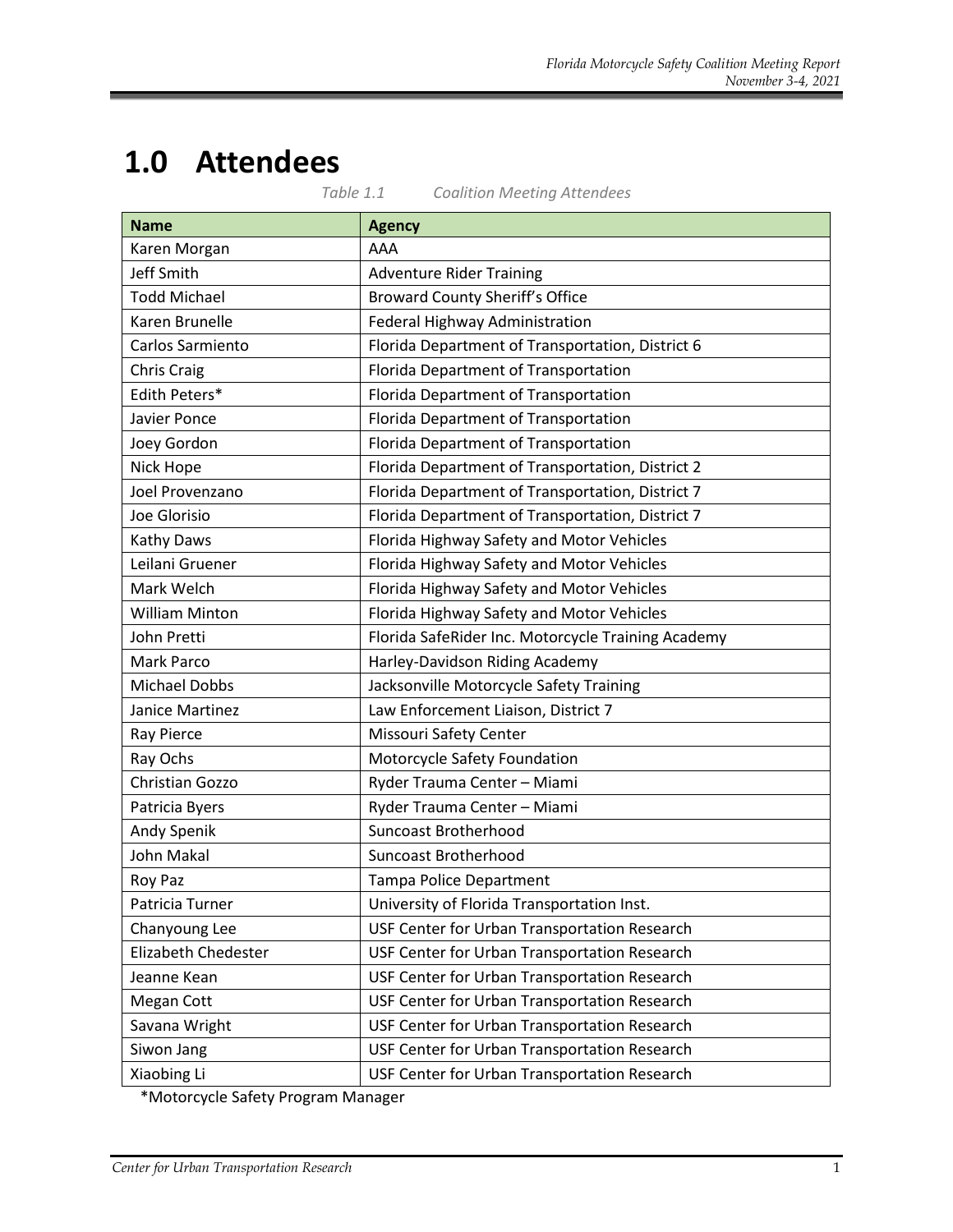# 1.0 Attendees

*Table 1.1 Coalition Meeting Attendees*

| Name | Agency |
| --- | --- |
| Karen Morgan | AAA |
| Jeff Smith | Adventure Rider Training |
| Todd Michael | Broward County Sheriff's Office |
| Karen Brunelle | Federal Highway Administration |
| Carlos Sarmiento | Florida Department of Transportation, District 6 |
| Chris Craig | Florida Department of Transportation |
| Edith Peters* | Florida Department of Transportation |
| Javier Ponce | Florida Department of Transportation |
| Joey Gordon | Florida Department of Transportation |
| Nick Hope | Florida Department of Transportation, District 2 |
| Joel Provenzano | Florida Department of Transportation, District 7 |
| Joe Glorisio | Florida Department of Transportation, District 7 |
| Kathy Daws | Florida Highway Safety and Motor Vehicles |
| Leilani Gruener | Florida Highway Safety and Motor Vehicles |
| Mark Welch | Florida Highway Safety and Motor Vehicles |
| William Minton | Florida Highway Safety and Motor Vehicles |
| John Pretti | Florida SafeRider Inc. Motorcycle Training Academy |
| Mark Parco | Harley-Davidson Riding Academy |
| Michael Dobbs | Jacksonville Motorcycle Safety Training |
| Janice Martinez | Law Enforcement Liaison, District 7 |
| Ray Pierce | Missouri Safety Center |
| Ray Ochs | Motorcycle Safety Foundation |
| Christian Gozzo | Ryder Trauma Center – Miami |
| Patricia Byers | Ryder Trauma Center – Miami |
| Andy Spenik | Suncoast Brotherhood |
| John Makal | Suncoast Brotherhood |
| Roy Paz | Tampa Police Department |
| Patricia Turner | University of Florida Transportation Inst. |
| Chanyoung Lee | USF Center for Urban Transportation Research |
| Elizabeth Chedester | USF Center for Urban Transportation Research |
| Jeanne Kean | USF Center for Urban Transportation Research |
| Megan Cott | USF Center for Urban Transportation Research |
| Savana Wright | USF Center for Urban Transportation Research |
| Siwon Jang | USF Center for Urban Transportation Research |
| Xiaobing Li | USF Center for Urban Transportation Research |

*Motorcycle Safety Program Manager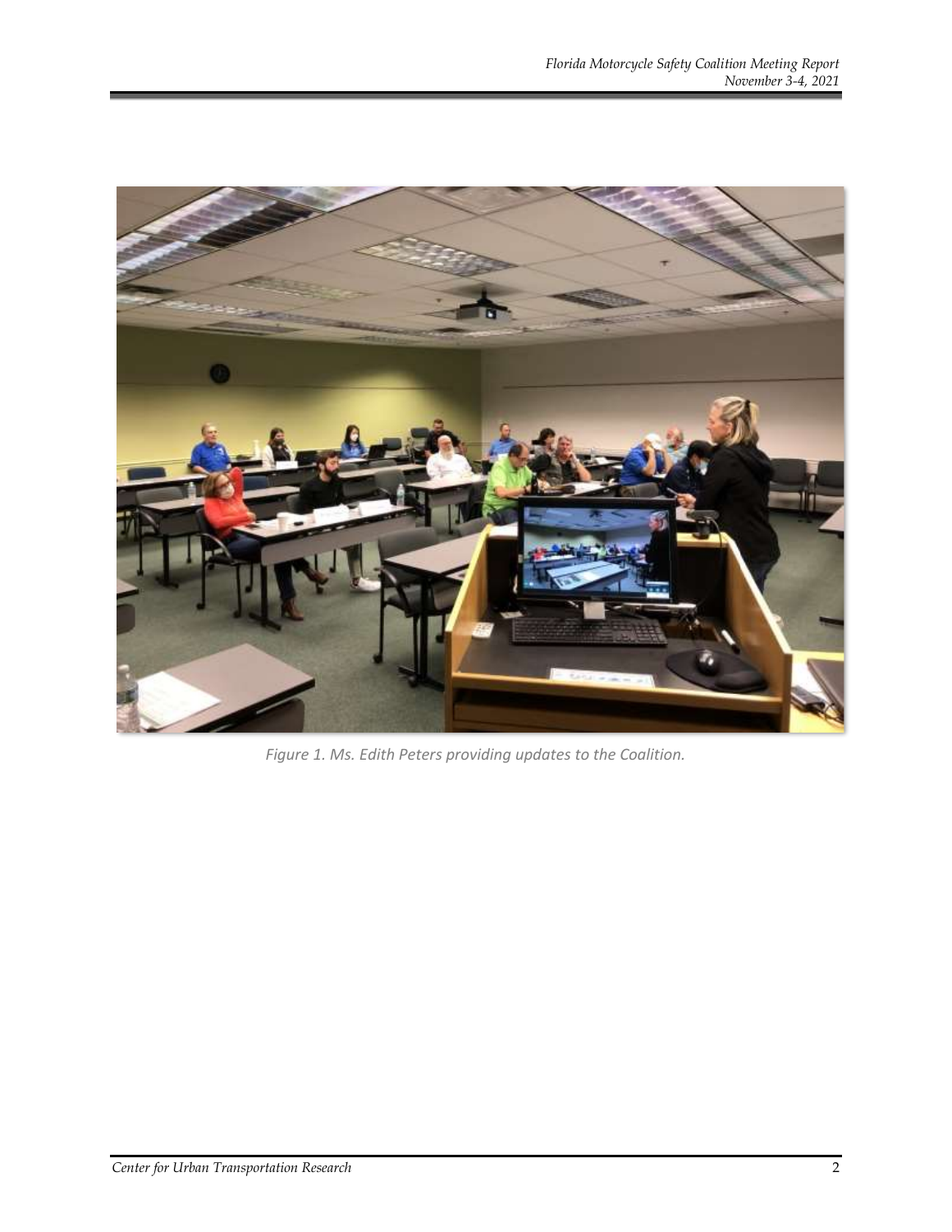Figure 1. Ms. Edith Peters providing updates to the Coalition.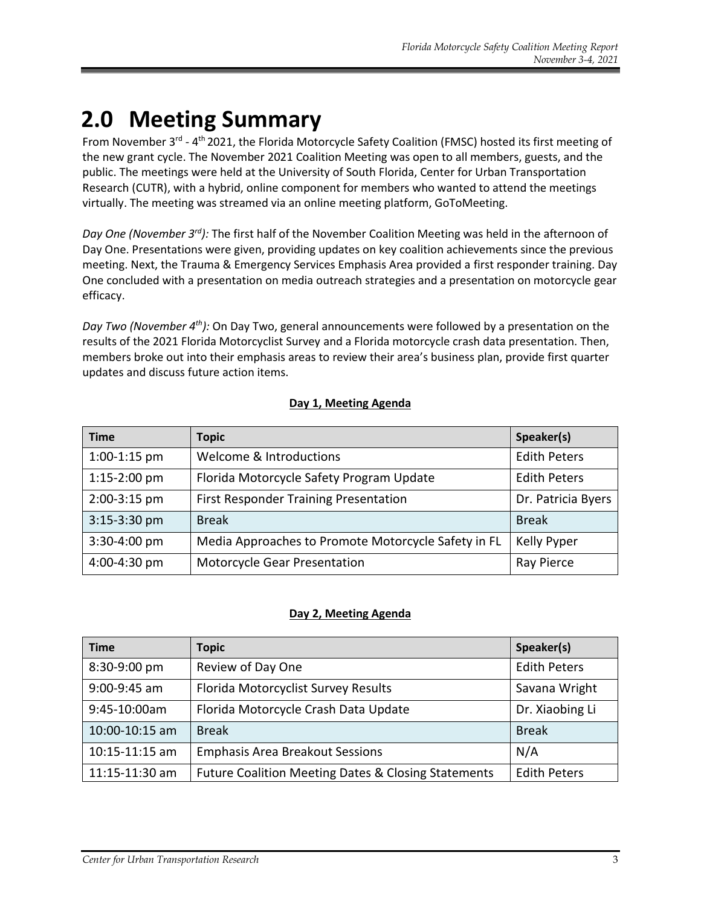# 2.0 Meeting Summary

From November 3rd - 4th 2021, the Florida Motorcycle Safety Coalition (FMSC) hosted its first meeting of the new grant cycle. The November 2021 Coalition Meeting was open to all members, guests, and the public. The meetings were held at the University of South Florida, Center for Urban Transportation Research (CUTR), with a hybrid, online component for members who wanted to attend the meetings virtually. The meeting was streamed via an online meeting platform, GoToMeeting.

*Day One (November 3rd):* The first half of the November Coalition Meeting was held in the afternoon of Day One. Presentations were given, providing updates on key coalition achievements since the previous meeting. Next, the Trauma & Emergency Services Emphasis Area provided a first responder training. Day One concluded with a presentation on media outreach strategies and a presentation on motorcycle gear efficacy.

*Day Two (November 4th):* On Day Two, general announcements were followed by a presentation on the results of the 2021 Florida Motorcyclist Survey and a Florida motorcycle crash data presentation. Then, members broke out into their emphasis areas to review their area's business plan, provide first quarter updates and discuss future action items.

**Day 1, Meeting Agenda**

| Time | Topic | Speaker(s) |
|---|---|---|
| 1:00-1:15 pm | Welcome & Introductions | Edith Peters |
| 1:15-2:00 pm | Florida Motorcycle Safety Program Update | Edith Peters |
| 2:00-3:15 pm | First Responder Training Presentation | Dr. Patricia Byers |
| 3:15-3:30 pm | Break | Break |
| 3:30-4:00 pm | Media Approaches to Promote Motorcycle Safety in FL | Kelly Pyper |
| 4:00-4:30 pm | Motorcycle Gear Presentation | Ray Pierce |

**Day 2, Meeting Agenda**

| Time | Topic | Speaker(s) |
|---|---|---|
| 8:30-9:00 pm | Review of Day One | Edith Peters |
| 9:00-9:45 am | Florida Motorcyclist Survey Results | Savana Wright |
| 9:45-10:00am | Florida Motorcycle Crash Data Update | Dr. Xiaobing Li |
| 10:00-10:15 am | Break | Break |
| 10:15-11:15 am | Emphasis Area Breakout Sessions | N/A |
| 11:15-11:30 am | Future Coalition Meeting Dates & Closing Statements | Edith Peters |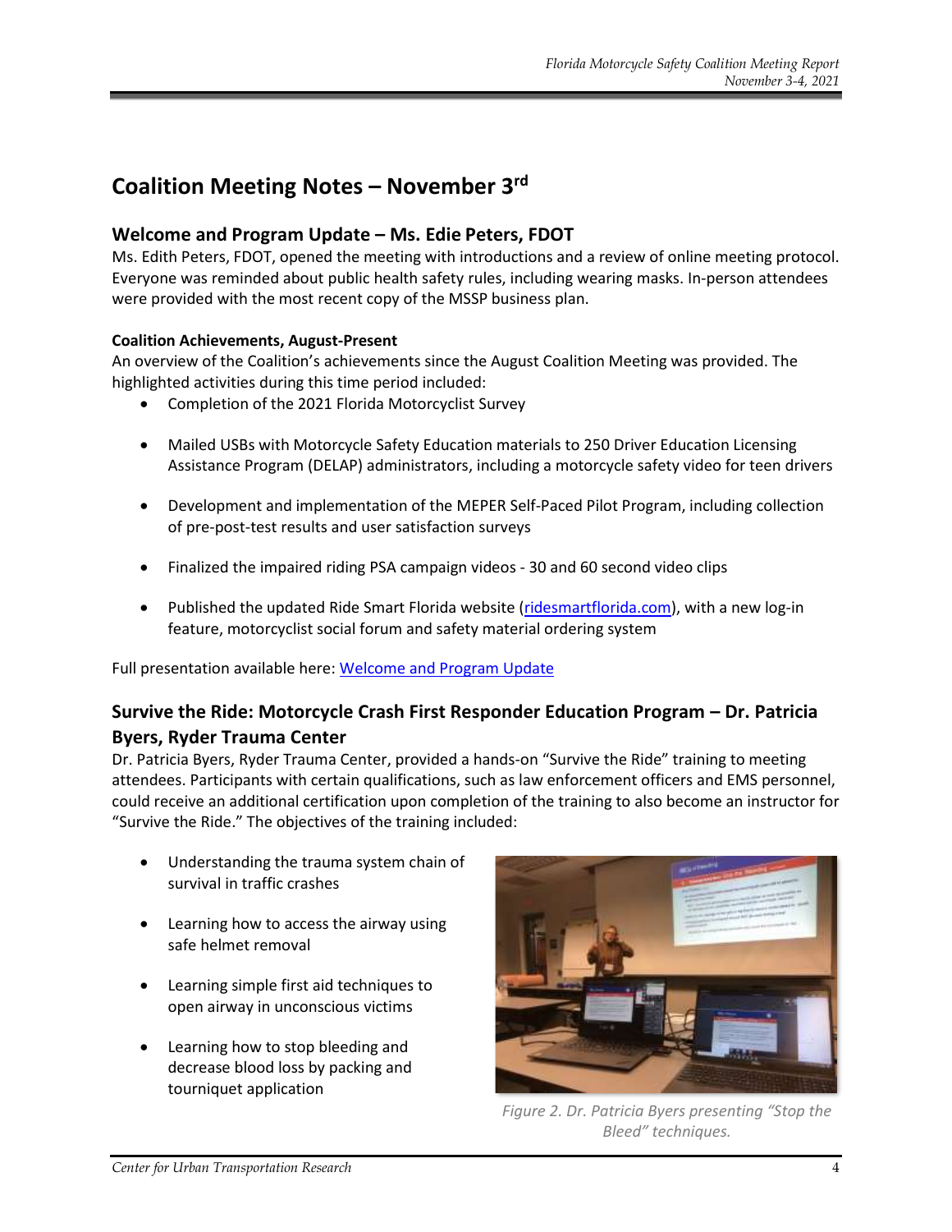# Coalition Meeting Notes – November 3rd

## Welcome and Program Update – Ms. Edie Peters, FDOT

Ms. Edith Peters, FDOT, opened the meeting with introductions and a review of online meeting protocol. Everyone was reminded about public health safety rules, including wearing masks. In-person attendees were provided with the most recent copy of the MSSP business plan.

**Coalition Achievements, August-Present**

An overview of the Coalition's achievements since the August Coalition Meeting was provided. The highlighted activities during this time period included:

- Completion of the 2021 Florida Motorcyclist Survey
- Mailed USBs with Motorcycle Safety Education materials to 250 Driver Education Licensing Assistance Program (DELAP) administrators, including a motorcycle safety video for teen drivers
- Development and implementation of the MEPER Self-Paced Pilot Program, including collection of pre-post-test results and user satisfaction surveys
- Finalized the impaired riding PSA campaign videos - 30 and 60 second video clips
- Published the updated Ride Smart Florida website (ridesmartflorida.com), with a new log-in feature, motorcyclist social forum and safety material ordering system

Full presentation available here: Welcome and Program Update

## Survive the Ride: Motorcycle Crash First Responder Education Program – Dr. Patricia Byers, Ryder Trauma Center

Dr. Patricia Byers, Ryder Trauma Center, provided a hands-on "Survive the Ride" training to meeting attendees. Participants with certain qualifications, such as law enforcement officers and EMS personnel, could receive an additional certification upon completion of the training to also become an instructor for "Survive the Ride." The objectives of the training included:

- Understanding the trauma system chain of survival in traffic crashes
- Learning how to access the airway using safe helmet removal
- Learning simple first aid techniques to open airway in unconscious victims
- Learning how to stop bleeding and decrease blood loss by packing and tourniquet application

*Figure 2. Dr. Patricia Byers presenting "Stop the Bleed" techniques.*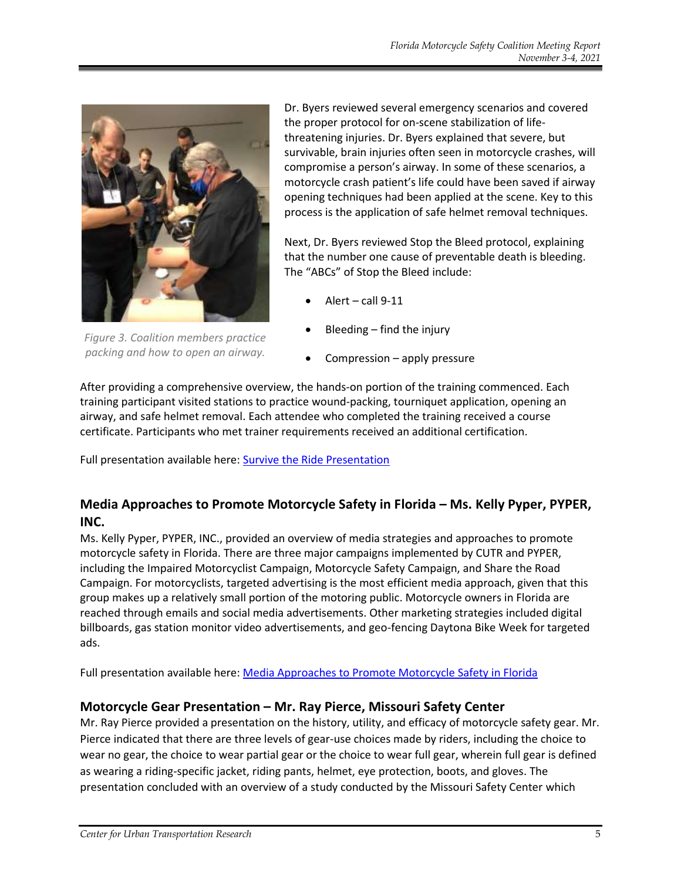Figure 3. Coalition members practice packing and how to open an airway.

Dr. Byers reviewed several emergency scenarios and covered the proper protocol for on-scene stabilization of life-threatening injuries. Dr. Byers explained that severe, but survivable, brain injuries often seen in motorcycle crashes, will compromise a person's airway. In some of these scenarios, a motorcycle crash patient's life could have been saved if airway opening techniques had been applied at the scene. Key to this process is the application of safe helmet removal techniques.

Next, Dr. Byers reviewed Stop the Bleed protocol, explaining that the number one cause of preventable death is bleeding. The "ABCs" of Stop the Bleed include:

- Alert – call 9-11
- Bleeding – find the injury
- Compression – apply pressure

After providing a comprehensive overview, the hands-on portion of the training commenced. Each training participant visited stations to practice wound-packing, tourniquet application, opening an airway, and safe helmet removal. Each attendee who completed the training received a course certificate. Participants who met trainer requirements received an additional certification.

Full presentation available here: Survive the Ride Presentation

## Media Approaches to Promote Motorcycle Safety in Florida – Ms. Kelly Pyper, PYPER, INC.

Ms. Kelly Pyper, PYPER, INC., provided an overview of media strategies and approaches to promote motorcycle safety in Florida. There are three major campaigns implemented by CUTR and PYPER, including the Impaired Motorcyclist Campaign, Motorcycle Safety Campaign, and Share the Road Campaign. For motorcyclists, targeted advertising is the most efficient media approach, given that this group makes up a relatively small portion of the motoring public. Motorcycle owners in Florida are reached through emails and social media advertisements. Other marketing strategies included digital billboards, gas station monitor video advertisements, and geo-fencing Daytona Bike Week for targeted ads.

Full presentation available here: Media Approaches to Promote Motorcycle Safety in Florida

## Motorcycle Gear Presentation – Mr. Ray Pierce, Missouri Safety Center

Mr. Ray Pierce provided a presentation on the history, utility, and efficacy of motorcycle safety gear. Mr. Pierce indicated that there are three levels of gear-use choices made by riders, including the choice to wear no gear, the choice to wear partial gear or the choice to wear full gear, wherein full gear is defined as wearing a riding-specific jacket, riding pants, helmet, eye protection, boots, and gloves. The presentation concluded with an overview of a study conducted by the Missouri Safety Center which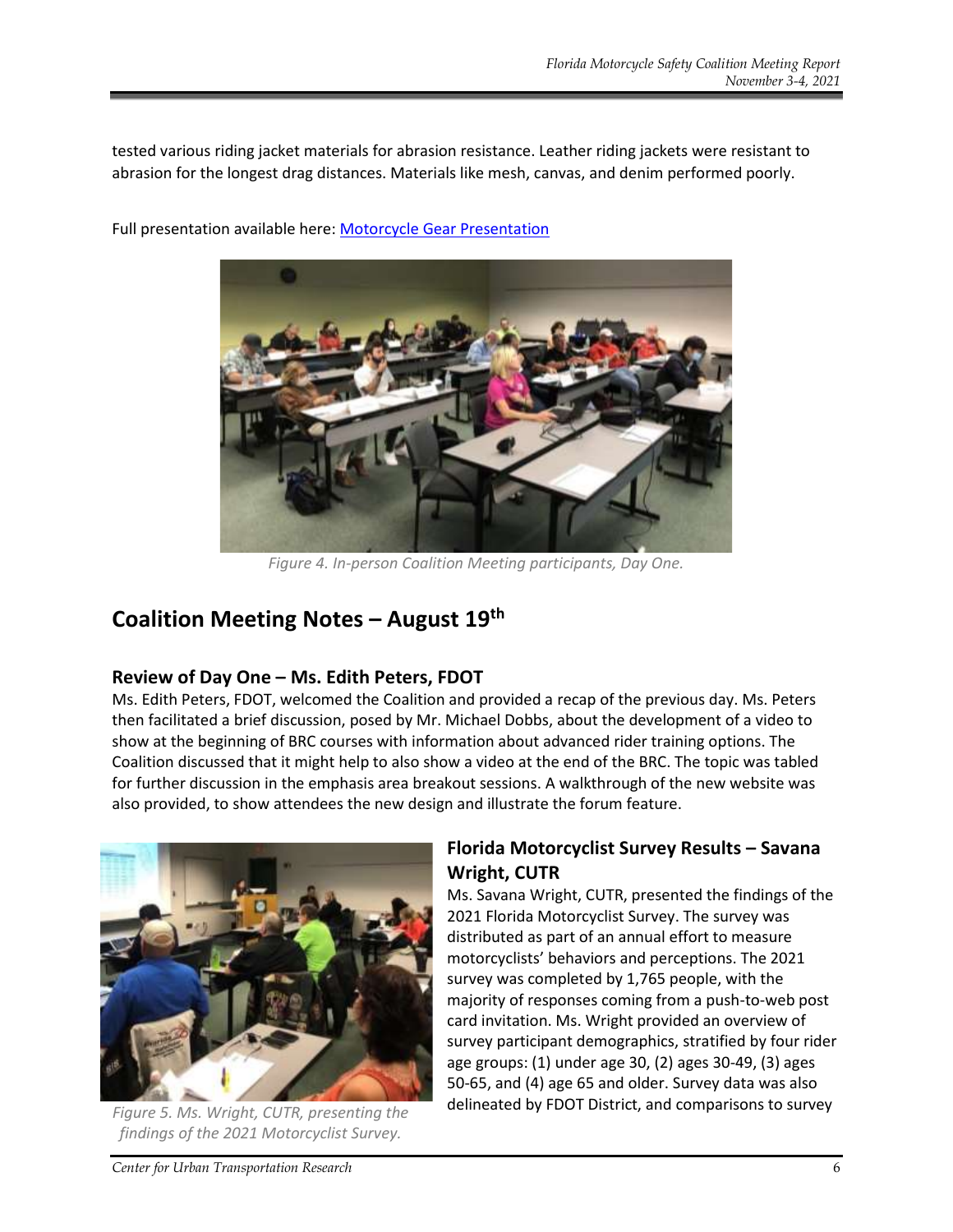tested various riding jacket materials for abrasion resistance. Leather riding jackets were resistant to abrasion for the longest drag distances. Materials like mesh, canvas, and denim performed poorly.

Full presentation available here: [Motorcycle Gear Presentation]

*Figure 4. In-person Coalition Meeting participants, Day One.*

## Coalition Meeting Notes – August 19th

### Review of Day One – Ms. Edith Peters, FDOT

Ms. Edith Peters, FDOT, welcomed the Coalition and provided a recap of the previous day. Ms. Peters then facilitated a brief discussion, posed by Mr. Michael Dobbs, about the development of a video to show at the beginning of BRC courses with information about advanced rider training options. The Coalition discussed that it might help to also show a video at the end of the BRC. The topic was tabled for further discussion in the emphasis area breakout sessions. A walkthrough of the new website was also provided, to show attendees the new design and illustrate the forum feature.

*Figure 5. Ms. Wright, CUTR, presenting the findings of the 2021 Motorcyclist Survey.*

### Florida Motorcyclist Survey Results – Savana Wright, CUTR

Ms. Savana Wright, CUTR, presented the findings of the 2021 Florida Motorcyclist Survey. The survey was distributed as part of an annual effort to measure motorcyclists' behaviors and perceptions. The 2021 survey was completed by 1,765 people, with the majority of responses coming from a push-to-web post card invitation. Ms. Wright provided an overview of survey participant demographics, stratified by four rider age groups: (1) under age 30, (2) ages 30-49, (3) ages 50-65, and (4) age 65 and older. Survey data was also delineated by FDOT District, and comparisons to survey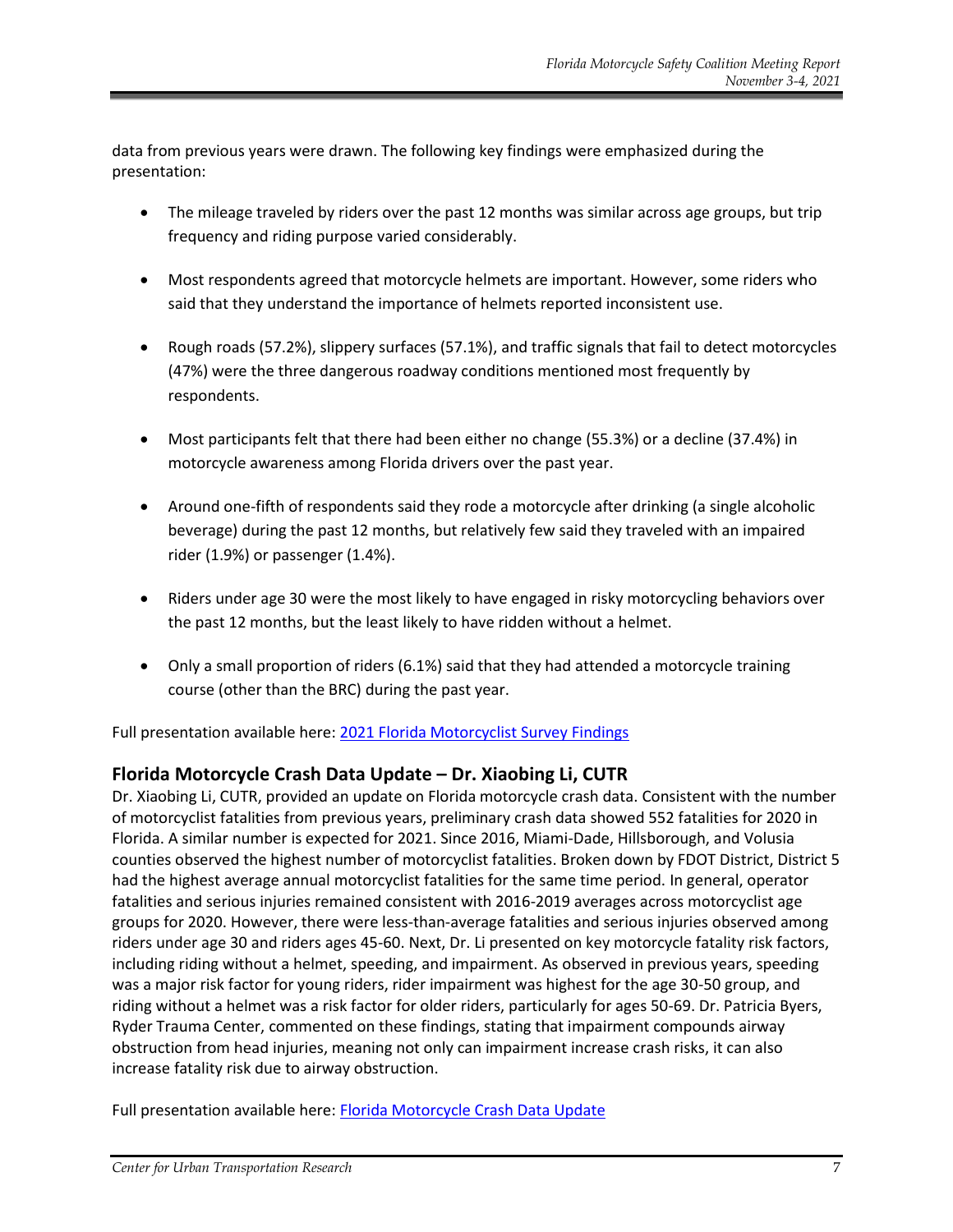data from previous years were drawn. The following key findings were emphasized during the presentation:

- The mileage traveled by riders over the past 12 months was similar across age groups, but trip frequency and riding purpose varied considerably.
- Most respondents agreed that motorcycle helmets are important. However, some riders who said that they understand the importance of helmets reported inconsistent use.
- Rough roads (57.2%), slippery surfaces (57.1%), and traffic signals that fail to detect motorcycles (47%) were the three dangerous roadway conditions mentioned most frequently by respondents.
- Most participants felt that there had been either no change (55.3%) or a decline (37.4%) in motorcycle awareness among Florida drivers over the past year.
- Around one-fifth of respondents said they rode a motorcycle after drinking (a single alcoholic beverage) during the past 12 months, but relatively few said they traveled with an impaired rider (1.9%) or passenger (1.4%).
- Riders under age 30 were the most likely to have engaged in risky motorcycling behaviors over the past 12 months, but the least likely to have ridden without a helmet.
- Only a small proportion of riders (6.1%) said that they had attended a motorcycle training course (other than the BRC) during the past year.

Full presentation available here: 2021 Florida Motorcyclist Survey Findings

## Florida Motorcycle Crash Data Update – Dr. Xiaobing Li, CUTR

Dr. Xiaobing Li, CUTR, provided an update on Florida motorcycle crash data. Consistent with the number of motorcyclist fatalities from previous years, preliminary crash data showed 552 fatalities for 2020 in Florida. A similar number is expected for 2021. Since 2016, Miami-Dade, Hillsborough, and Volusia counties observed the highest number of motorcyclist fatalities. Broken down by FDOT District, District 5 had the highest average annual motorcyclist fatalities for the same time period. In general, operator fatalities and serious injuries remained consistent with 2016-2019 averages across motorcyclist age groups for 2020. However, there were less-than-average fatalities and serious injuries observed among riders under age 30 and riders ages 45-60. Next, Dr. Li presented on key motorcycle fatality risk factors, including riding without a helmet, speeding, and impairment. As observed in previous years, speeding was a major risk factor for young riders, rider impairment was highest for the age 30-50 group, and riding without a helmet was a risk factor for older riders, particularly for ages 50-69. Dr. Patricia Byers, Ryder Trauma Center, commented on these findings, stating that impairment compounds airway obstruction from head injuries, meaning not only can impairment increase crash risks, it can also increase fatality risk due to airway obstruction.

Full presentation available here: Florida Motorcycle Crash Data Update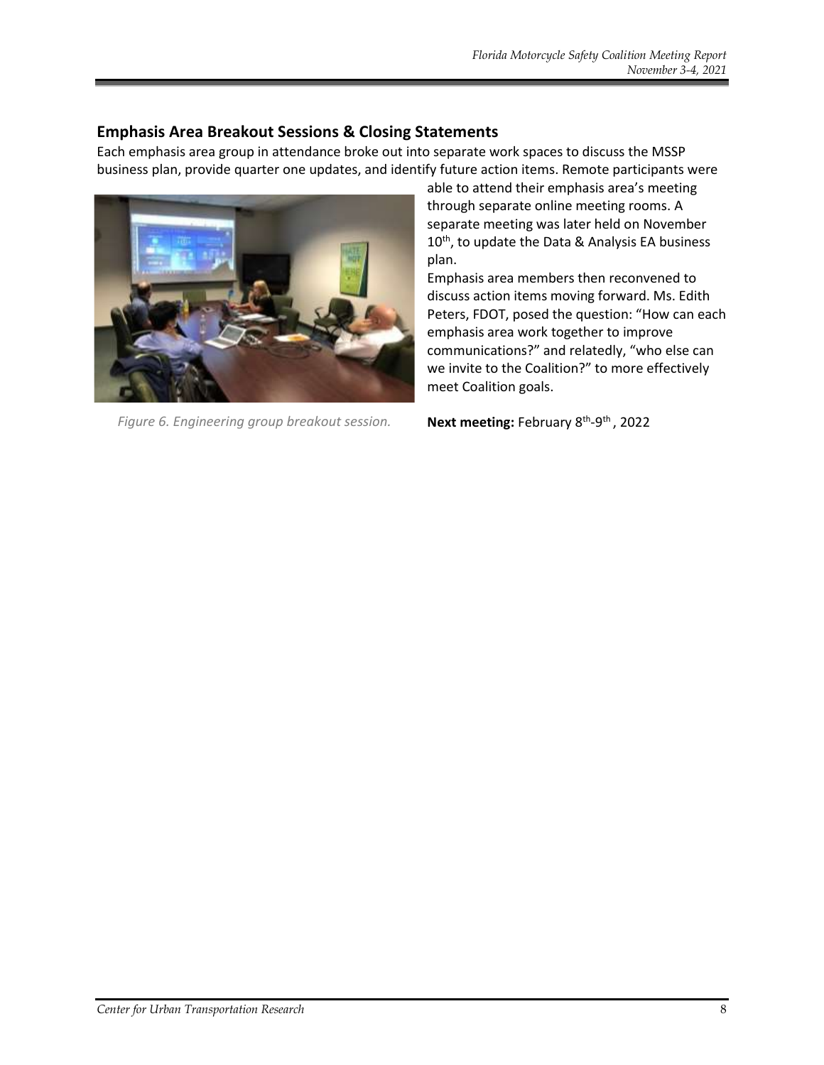## Emphasis Area Breakout Sessions & Closing Statements

Each emphasis area group in attendance broke out into separate work spaces to discuss the MSSP business plan, provide quarter one updates, and identify future action items. Remote participants were able to attend their emphasis area's meeting through separate online meeting rooms. A separate meeting was later held on November 10th, to update the Data & Analysis EA business plan.

Emphasis area members then reconvened to discuss action items moving forward. Ms. Edith Peters, FDOT, posed the question: "How can each emphasis area work together to improve communications?" and relatedly, "who else can we invite to the Coalition?" to more effectively meet Coalition goals.

*Figure 6. Engineering group breakout session.*

**Next meeting:** February 8th-9th , 2022